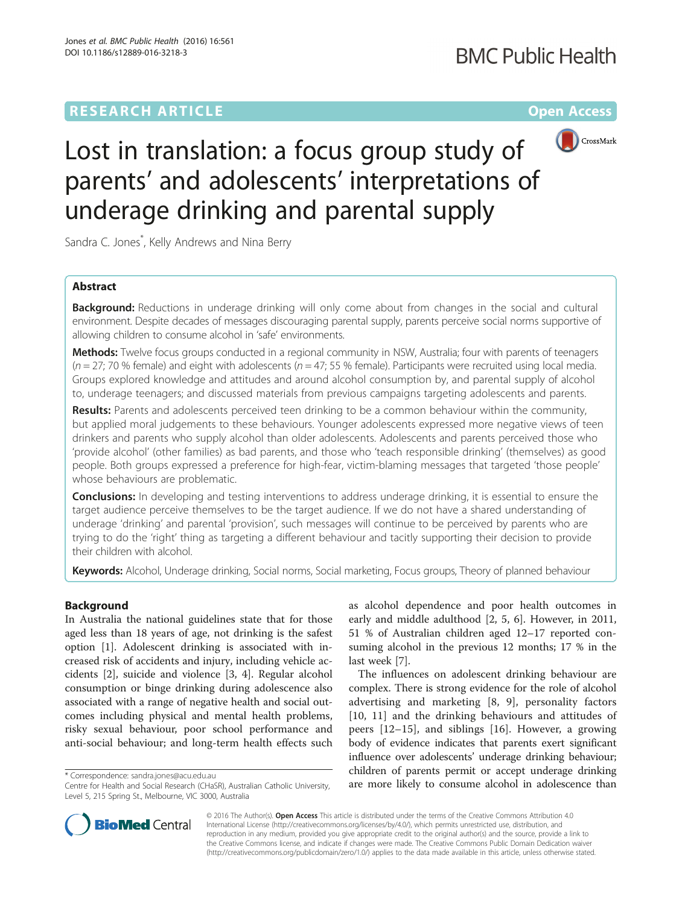RESEARCH ARTICLE

Open Access

# Lost in translation: a focus group study of parents' and adolescents' interpretations of underage drinking and parental supply

Sandra C. Jones*, Kelly Andrews and Nina Berry

## Abstract

**Background:** Reductions in underage drinking will only come about from changes in the social and cultural environment. Despite decades of messages discouraging parental supply, parents perceive social norms supportive of allowing children to consume alcohol in 'safe' environments.

**Methods:** Twelve focus groups conducted in a regional community in NSW, Australia; four with parents of teenagers ($n = 27$; 70 % female) and eight with adolescents ($n = 47$; 55 % female). Participants were recruited using local media. Groups explored knowledge and attitudes and around alcohol consumption by, and parental supply of alcohol to, underage teenagers; and discussed materials from previous campaigns targeting adolescents and parents.

**Results:** Parents and adolescents perceived teen drinking to be a common behaviour within the community, but applied moral judgements to these behaviours. Younger adolescents expressed more negative views of teen drinkers and parents who supply alcohol than older adolescents. Adolescents and parents perceived those who 'provide alcohol' (other families) as bad parents, and those who 'teach responsible drinking' (themselves) as good people. Both groups expressed a preference for high-fear, victim-blaming messages that targeted 'those people' whose behaviours are problematic.

**Conclusions:** In developing and testing interventions to address underage drinking, it is essential to ensure the target audience perceive themselves to be the target audience. If we do not have a shared understanding of underage 'drinking' and parental 'provision', such messages will continue to be perceived by parents who are trying to do the 'right' thing as targeting a different behaviour and tacitly supporting their decision to provide their children with alcohol.

**Keywords:** Alcohol, Underage drinking, Social norms, Social marketing, Focus groups, Theory of planned behaviour

## Background

In Australia the national guidelines state that for those aged less than 18 years of age, not drinking is the safest option [1]. Adolescent drinking is associated with increased risk of accidents and injury, including vehicle accidents [2], suicide and violence [3, 4]. Regular alcohol consumption or binge drinking during adolescence also associated with a range of negative health and social outcomes including physical and mental health problems, risky sexual behaviour, poor school performance and anti-social behaviour; and long-term health effects such as alcohol dependence and poor health outcomes in early and middle adulthood [2, 5, 6]. However, in 2011, 51 % of Australian children aged 12–17 reported consuming alcohol in the previous 12 months; 17 % in the last week [7].

The influences on adolescent drinking behaviour are complex. There is strong evidence for the role of alcohol advertising and marketing [8, 9], personality factors [10, 11] and the drinking behaviours and attitudes of peers [12–15], and siblings [16]. However, a growing body of evidence indicates that parents exert significant influence over adolescents' underage drinking behaviour; children of parents permit or accept underage drinking are more likely to consume alcohol in adolescence than

\* Correspondence: sandra.jones@acu.edu.au
Centre for Health and Social Research (CHaSR), Australian Catholic University, Level 5, 215 Spring St., Melbourne, VIC 3000, Australia

© 2016 The Author(s). **Open Access** This article is distributed under the terms of the Creative Commons Attribution 4.0 International License (http://creativecommons.org/licenses/by/4.0/), which permits unrestricted use, distribution, and reproduction in any medium, provided you give appropriate credit to the original author(s) and the source, provide a link to the Creative Commons license, and indicate if changes were made. The Creative Commons Public Domain Dedication waiver (http://creativecommons.org/publicdomain/zero/1.0/) applies to the data made available in this article, unless otherwise stated.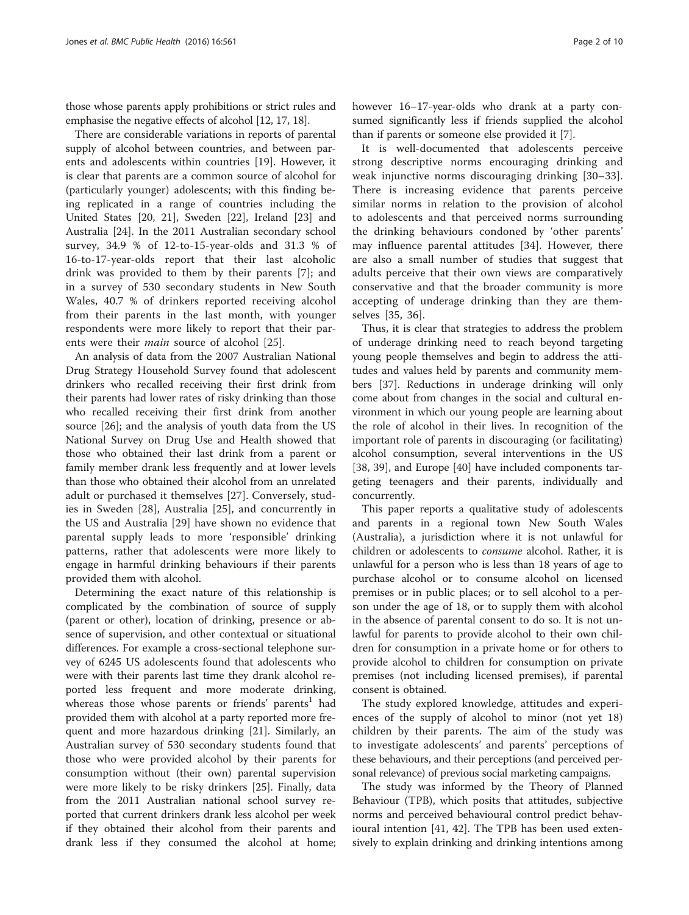those whose parents apply prohibitions or strict rules and emphasise the negative effects of alcohol [12, 17, 18].

There are considerable variations in reports of parental supply of alcohol between countries, and between parents and adolescents within countries [19]. However, it is clear that parents are a common source of alcohol for (particularly younger) adolescents; with this finding being replicated in a range of countries including the United States [20, 21], Sweden [22], Ireland [23] and Australia [24]. In the 2011 Australian secondary school survey, 34.9 % of 12-to-15-year-olds and 31.3 % of 16-to-17-year-olds report that their last alcoholic drink was provided to them by their parents [7]; and in a survey of 530 secondary students in New South Wales, 40.7 % of drinkers reported receiving alcohol from their parents in the last month, with younger respondents were more likely to report that their parents were their *main* source of alcohol [25].

An analysis of data from the 2007 Australian National Drug Strategy Household Survey found that adolescent drinkers who recalled receiving their first drink from their parents had lower rates of risky drinking than those who recalled receiving their first drink from another source [26]; and the analysis of youth data from the US National Survey on Drug Use and Health showed that those who obtained their last drink from a parent or family member drank less frequently and at lower levels than those who obtained their alcohol from an unrelated adult or purchased it themselves [27]. Conversely, studies in Sweden [28], Australia [25], and concurrently in the US and Australia [29] have shown no evidence that parental supply leads to more 'responsible' drinking patterns, rather that adolescents were more likely to engage in harmful drinking behaviours if their parents provided them with alcohol.

Determining the exact nature of this relationship is complicated by the combination of source of supply (parent or other), location of drinking, presence or absence of supervision, and other contextual or situational differences. For example a cross-sectional telephone survey of 6245 US adolescents found that adolescents who were with their parents last time they drank alcohol reported less frequent and more moderate drinking, whereas those whose parents or friends' parents[1] had provided them with alcohol at a party reported more frequent and more hazardous drinking [21]. Similarly, an Australian survey of 530 secondary students found that those who were provided alcohol by their parents for consumption without (their own) parental supervision were more likely to be risky drinkers [25]. Finally, data from the 2011 Australian national school survey reported that current drinkers drank less alcohol per week if they obtained their alcohol from their parents and drank less if they consumed the alcohol at home; however 16–17-year-olds who drank at a party consumed significantly less if friends supplied the alcohol than if parents or someone else provided it [7].

It is well-documented that adolescents perceive strong descriptive norms encouraging drinking and weak injunctive norms discouraging drinking [30–33]. There is increasing evidence that parents perceive similar norms in relation to the provision of alcohol to adolescents and that perceived norms surrounding the drinking behaviours condoned by 'other parents' may influence parental attitudes [34]. However, there are also a small number of studies that suggest that adults perceive that their own views are comparatively conservative and that the broader community is more accepting of underage drinking than they are themselves [35, 36].

Thus, it is clear that strategies to address the problem of underage drinking need to reach beyond targeting young people themselves and begin to address the attitudes and values held by parents and community members [37]. Reductions in underage drinking will only come about from changes in the social and cultural environment in which our young people are learning about the role of alcohol in their lives. In recognition of the important role of parents in discouraging (or facilitating) alcohol consumption, several interventions in the US [38, 39], and Europe [40] have included components targeting teenagers and their parents, individually and concurrently.

This paper reports a qualitative study of adolescents and parents in a regional town New South Wales (Australia), a jurisdiction where it is not unlawful for children or adolescents to *consume* alcohol. Rather, it is unlawful for a person who is less than 18 years of age to purchase alcohol or to consume alcohol on licensed premises or in public places; or to sell alcohol to a person under the age of 18, or to supply them with alcohol in the absence of parental consent to do so. It is not unlawful for parents to provide alcohol to their own children for consumption in a private home or for others to provide alcohol to children for consumption on private premises (not including licensed premises), if parental consent is obtained.

The study explored knowledge, attitudes and experiences of the supply of alcohol to minor (not yet 18) children by their parents. The aim of the study was to investigate adolescents' and parents' perceptions of these behaviours, and their perceptions (and perceived personal relevance) of previous social marketing campaigns.

The study was informed by the Theory of Planned Behaviour (TPB), which posits that attitudes, subjective norms and perceived behavioural control predict behavioural intention [41, 42]. The TPB has been used extensively to explain drinking and drinking intentions among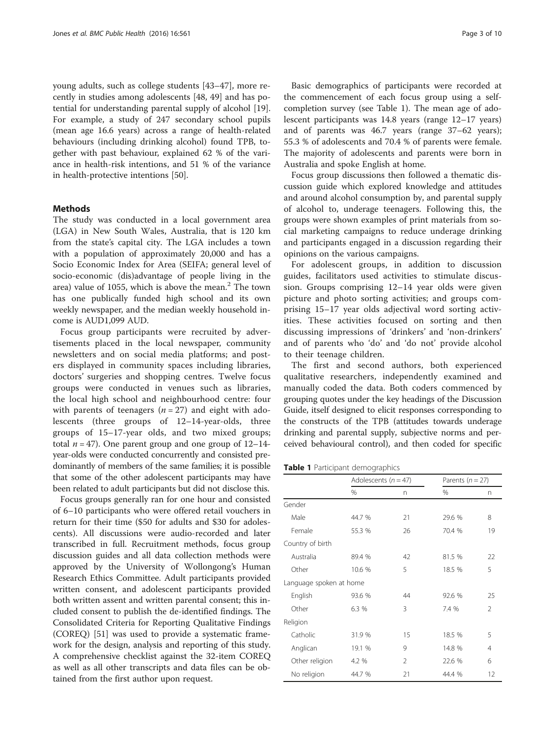young adults, such as college students [43–47], more recently in studies among adolescents [48, 49] and has potential for understanding parental supply of alcohol [19]. For example, a study of 247 secondary school pupils (mean age 16.6 years) across a range of health-related behaviours (including drinking alcohol) found TPB, together with past behaviour, explained 62 % of the variance in health-risk intentions, and 51 % of the variance in health-protective intentions [50].

## Methods

The study was conducted in a local government area (LGA) in New South Wales, Australia, that is 120 km from the state's capital city. The LGA includes a town with a population of approximately 20,000 and has a Socio Economic Index for Area (SEIFA; general level of socio-economic (dis)advantage of people living in the area) value of 1055, which is above the mean.[2] The town has one publically funded high school and its own weekly newspaper, and the median weekly household income is AUD1,099 AUD.

Focus group participants were recruited by advertisements placed in the local newspaper, community newsletters and on social media platforms; and posters displayed in community spaces including libraries, doctors' surgeries and shopping centres. Twelve focus groups were conducted in venues such as libraries, the local high school and neighbourhood centre: four with parents of teenagers ($n = 27$) and eight with adolescents (three groups of 12–14-year-olds, three groups of 15–17-year olds, and two mixed groups; total $n = 47$). One parent group and one group of 12–14-year-olds were conducted concurrently and consisted predominantly of members of the same families; it is possible that some of the other adolescent participants may have been related to adult participants but did not disclose this.

Focus groups generally ran for one hour and consisted of 6–10 participants who were offered retail vouchers in return for their time ($50 for adults and $30 for adolescents). All discussions were audio-recorded and later transcribed in full. Recruitment methods, focus group discussion guides and all data collection methods were approved by the University of Wollongong's Human Research Ethics Committee. Adult participants provided written consent, and adolescent participants provided both written assent and written parental consent; this included consent to publish the de-identified findings. The Consolidated Criteria for Reporting Qualitative Findings (COREQ) [51] was used to provide a systematic framework for the design, analysis and reporting of this study. A comprehensive checklist against the 32-item COREQ as well as all other transcripts and data files can be obtained from the first author upon request.

Basic demographics of participants were recorded at the commencement of each focus group using a self-completion survey (see Table 1). The mean age of adolescent participants was 14.8 years (range 12–17 years) and of parents was 46.7 years (range 37–62 years); 55.3 % of adolescents and 70.4 % of parents were female. The majority of adolescents and parents were born in Australia and spoke English at home.

Focus group discussions then followed a thematic discussion guide which explored knowledge and attitudes and around alcohol consumption by, and parental supply of alcohol to, underage teenagers. Following this, the groups were shown examples of print materials from social marketing campaigns to reduce underage drinking and participants engaged in a discussion regarding their opinions on the various campaigns.

For adolescent groups, in addition to discussion guides, facilitators used activities to stimulate discussion. Groups comprising 12–14 year olds were given picture and photo sorting activities; and groups comprising 15–17 year olds adjectival word sorting activities. These activities focused on sorting and then discussing impressions of 'drinkers' and 'non-drinkers' and of parents who 'do' and 'do not' provide alcohol to their teenage children.

The first and second authors, both experienced qualitative researchers, independently examined and manually coded the data. Both coders commenced by grouping quotes under the key headings of the Discussion Guide, itself designed to elicit responses corresponding to the constructs of the TPB (attitudes towards underage drinking and parental supply, subjective norms and perceived behavioural control), and then coded for specific

**Table 1** Participant demographics

| | Adolescents ($n = 47$) | | Parents ($n = 27$) | |
|---|---|---|---|---|
| | % | n | % | n |
| Gender | | | | |
| Male | 44.7 % | 21 | 29.6 % | 8 |
| Female | 55.3 % | 26 | 70.4 % | 19 |
| Country of birth | | | | |
| Australia | 89.4 % | 42 | 81.5 % | 22 |
| Other | 10.6 % | 5 | 18.5 % | 5 |
| Language spoken at home | | | | |
| English | 93.6 % | 44 | 92.6 % | 25 |
| Other | 6.3 % | 3 | 7.4 % | 2 |
| Religion | | | | |
| Catholic | 31.9 % | 15 | 18.5 % | 5 |
| Anglican | 19.1 % | 9 | 14.8 % | 4 |
| Other religion | 4.2 % | 2 | 22.6 % | 6 |
| No religion | 44.7 % | 21 | 44.4 % | 12 |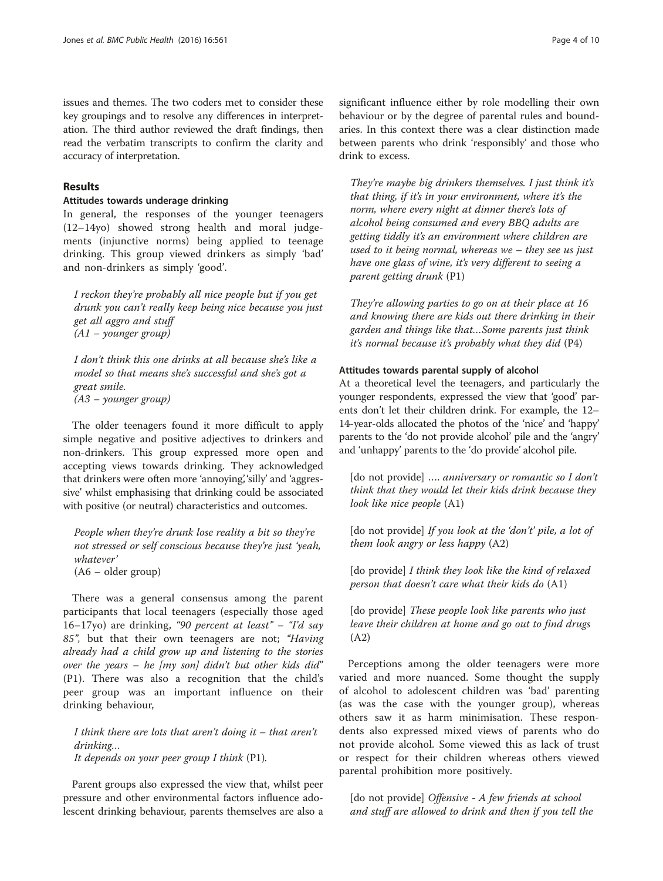issues and themes. The two coders met to consider these key groupings and to resolve any differences in interpretation. The third author reviewed the draft findings, then read the verbatim transcripts to confirm the clarity and accuracy of interpretation.

## Results

### Attitudes towards underage drinking

In general, the responses of the younger teenagers (12–14yo) showed strong health and moral judgements (injunctive norms) being applied to teenage drinking. This group viewed drinkers as simply 'bad' and non-drinkers as simply 'good'.

> *I reckon they're probably all nice people but if you get drunk you can't really keep being nice because you just get all aggro and stuff*
> *(A1 – younger group)*

> *I don't think this one drinks at all because she's like a model so that means she's successful and she's got a great smile.*
> *(A3 – younger group)*

The older teenagers found it more difficult to apply simple negative and positive adjectives to drinkers and non-drinkers. This group expressed more open and accepting views towards drinking. They acknowledged that drinkers were often more 'annoying,' 'silly' and 'aggressive' whilst emphasising that drinking could be associated with positive (or neutral) characteristics and outcomes.

> *People when they're drunk lose reality a bit so they're not stressed or self conscious because they're just 'yeah, whatever'*
> (A6 – older group)

There was a general consensus among the parent participants that local teenagers (especially those aged 16–17yo) are drinking, *"90 percent at least"* – *"I'd say 85"*, but that their own teenagers are not; *"Having already had a child grow up and listening to the stories over the years – he [my son] didn't but other kids did"* (P1). There was also a recognition that the child's peer group was an important influence on their drinking behaviour,

> *I think there are lots that aren't doing it – that aren't drinking…*
> *It depends on your peer group I think* (P1).

Parent groups also expressed the view that, whilst peer pressure and other environmental factors influence adolescent drinking behaviour, parents themselves are also a significant influence either by role modelling their own behaviour or by the degree of parental rules and boundaries. In this context there was a clear distinction made between parents who drink 'responsibly' and those who drink to excess.

> *They're maybe big drinkers themselves. I just think it's that thing, if it's in your environment, where it's the norm, where every night at dinner there's lots of alcohol being consumed and every BBQ adults are getting tiddly it's an environment where children are used to it being normal, whereas we – they see us just have one glass of wine, it's very different to seeing a parent getting drunk* (P1)

> *They're allowing parties to go on at their place at 16 and knowing there are kids out there drinking in their garden and things like that…Some parents just think it's normal because it's probably what they did* (P4)

### Attitudes towards parental supply of alcohol

At a theoretical level the teenagers, and particularly the younger respondents, expressed the view that 'good' parents don't let their children drink. For example, the 12–14-year-olds allocated the photos of the 'nice' and 'happy' parents to the 'do not provide alcohol' pile and the 'angry' and 'unhappy' parents to the 'do provide' alcohol pile.

> [do not provide] …. *anniversary or romantic so I don't think that they would let their kids drink because they look like nice people* (A1)

> [do not provide] *If you look at the 'don't' pile, a lot of them look angry or less happy* (A2)

> [do provide] *I think they look like the kind of relaxed person that doesn't care what their kids do* (A1)

> [do provide] *These people look like parents who just leave their children at home and go out to find drugs* (A2)

Perceptions among the older teenagers were more varied and more nuanced. Some thought the supply of alcohol to adolescent children was 'bad' parenting (as was the case with the younger group), whereas others saw it as harm minimisation. These respondents also expressed mixed views of parents who do not provide alcohol. Some viewed this as lack of trust or respect for their children whereas others viewed parental prohibition more positively.

> [do not provide] *Offensive - A few friends at school and stuff are allowed to drink and then if you tell the*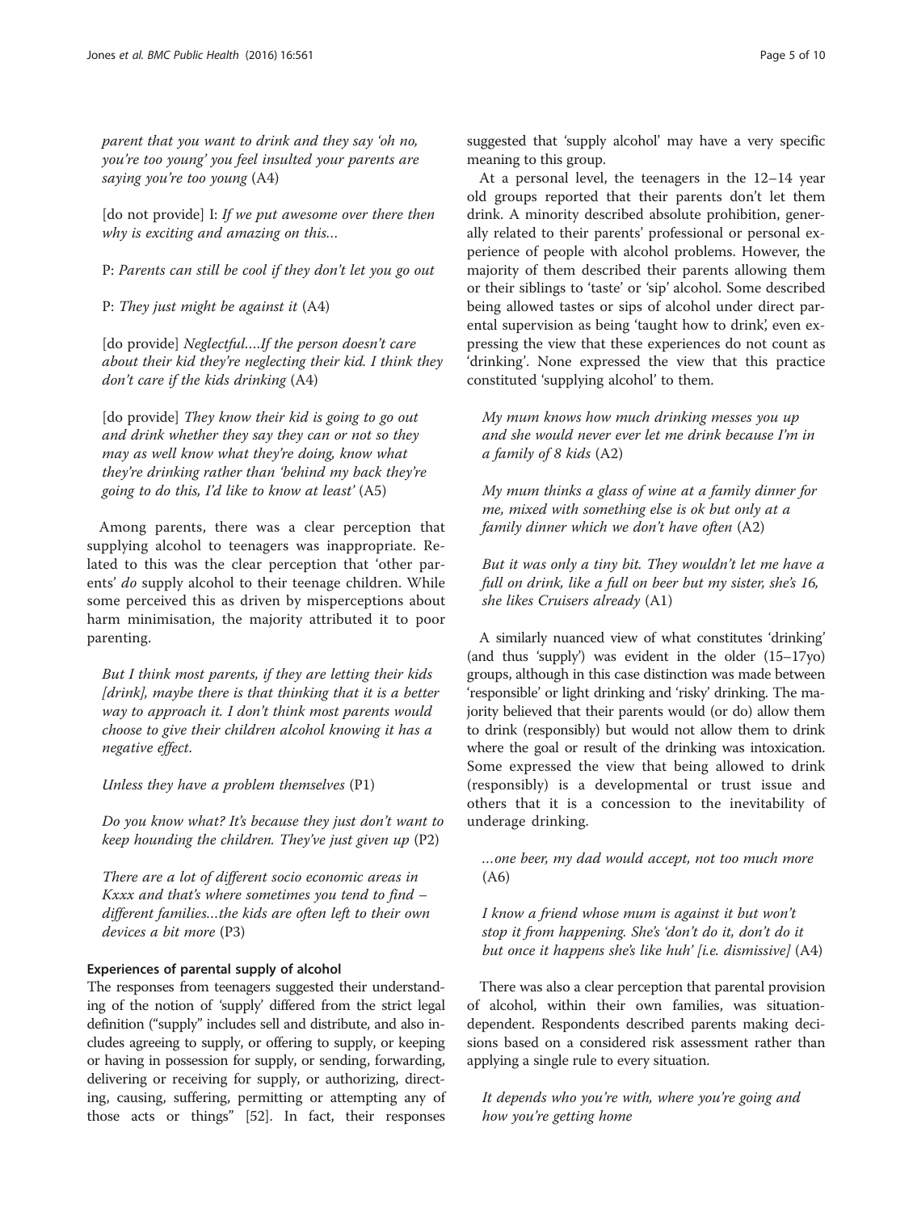*parent that you want to drink and they say 'oh no, you're too young' you feel insulted your parents are saying you're too young* (A4)

[do not provide] I: *If we put awesome over there then why is exciting and amazing on this...*

P: *Parents can still be cool if they don't let you go out*

P: *They just might be against it* (A4)

[do provide] *Neglectful....If the person doesn't care about their kid they're neglecting their kid. I think they don't care if the kids drinking* (A4)

[do provide] *They know their kid is going to go out and drink whether they say they can or not so they may as well know what they're doing, know what they're drinking rather than 'behind my back they're going to do this, I'd like to know at least'* (A5)

Among parents, there was a clear perception that supplying alcohol to teenagers was inappropriate. Related to this was the clear perception that 'other parents' *do* supply alcohol to their teenage children. While some perceived this as driven by misperceptions about harm minimisation, the majority attributed it to poor parenting.

*But I think most parents, if they are letting their kids [drink], maybe there is that thinking that it is a better way to approach it. I don't think most parents would choose to give their children alcohol knowing it has a negative effect.*

*Unless they have a problem themselves* (P1)

*Do you know what? It's because they just don't want to keep hounding the children. They've just given up* (P2)

*There are a lot of different socio economic areas in Kxxx and that's where sometimes you tend to find – different families...the kids are often left to their own devices a bit more* (P3)

#### Experiences of parental supply of alcohol

The responses from teenagers suggested their understanding of the notion of 'supply' differed from the strict legal definition ("supply" includes sell and distribute, and also includes agreeing to supply, or offering to supply, or keeping or having in possession for supply, or sending, forwarding, delivering or receiving for supply, or authorizing, directing, causing, suffering, permitting or attempting any of those acts or things" [52]. In fact, their responses suggested that 'supply alcohol' may have a very specific meaning to this group.

At a personal level, the teenagers in the 12–14 year old groups reported that their parents don't let them drink. A minority described absolute prohibition, generally related to their parents' professional or personal experience of people with alcohol problems. However, the majority of them described their parents allowing them or their siblings to 'taste' or 'sip' alcohol. Some described being allowed tastes or sips of alcohol under direct parental supervision as being 'taught how to drink', even expressing the view that these experiences do not count as 'drinking'. None expressed the view that this practice constituted 'supplying alcohol' to them.

*My mum knows how much drinking messes you up and she would never ever let me drink because I'm in a family of 8 kids* (A2)

*My mum thinks a glass of wine at a family dinner for me, mixed with something else is ok but only at a family dinner which we don't have often* (A2)

*But it was only a tiny bit. They wouldn't let me have a full on drink, like a full on beer but my sister, she's 16, she likes Cruisers already* (A1)

A similarly nuanced view of what constitutes 'drinking' (and thus 'supply') was evident in the older (15–17yo) groups, although in this case distinction was made between 'responsible' or light drinking and 'risky' drinking. The majority believed that their parents would (or do) allow them to drink (responsibly) but would not allow them to drink where the goal or result of the drinking was intoxication. Some expressed the view that being allowed to drink (responsibly) is a developmental or trust issue and others that it is a concession to the inevitability of underage drinking.

*...one beer, my dad would accept, not too much more* (A6)

*I know a friend whose mum is against it but won't stop it from happening. She's 'don't do it, don't do it but once it happens she's like huh' [i.e. dismissive]* (A4)

There was also a clear perception that parental provision of alcohol, within their own families, was situation-dependent. Respondents described parents making decisions based on a considered risk assessment rather than applying a single rule to every situation.

*It depends who you're with, where you're going and how you're getting home*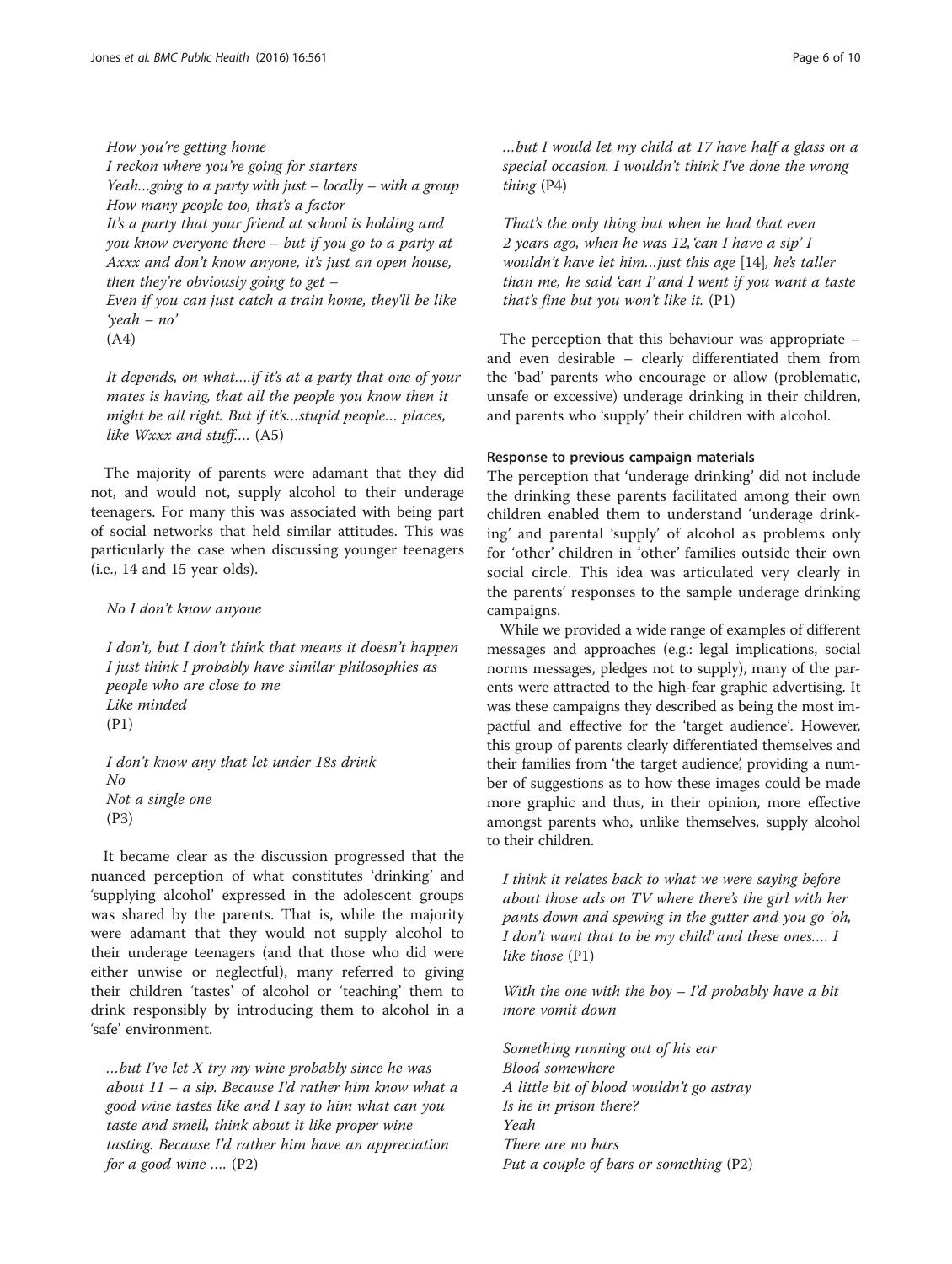*How you're getting home*
*I reckon where you're going for starters*
*Yeah…going to a party with just – locally – with a group*
*How many people too, that's a factor*
*It's a party that your friend at school is holding and you know everyone there – but if you go to a party at Axxx and don't know anyone, it's just an open house, then they're obviously going to get –*
*Even if you can just catch a train home, they'll be like 'yeah – no'*
(A4)

*It depends, on what….if it's at a party that one of your mates is having, that all the people you know then it might be all right. But if it's…stupid people… places, like Wxxx and stuff….* (A5)

The majority of parents were adamant that they did not, and would not, supply alcohol to their underage teenagers. For many this was associated with being part of social networks that held similar attitudes. This was particularly the case when discussing younger teenagers (i.e., 14 and 15 year olds).

*No I don't know anyone*

*I don't, but I don't think that means it doesn't happen*
*I just think I probably have similar philosophies as people who are close to me*
*Like minded*
(P1)

*I don't know any that let under 18s drink*
*No*
*Not a single one*
(P3)

It became clear as the discussion progressed that the nuanced perception of what constitutes 'drinking' and 'supplying alcohol' expressed in the adolescent groups was shared by the parents. That is, while the majority were adamant that they would not supply alcohol to their underage teenagers (and that those who did were either unwise or neglectful), many referred to giving their children 'tastes' of alcohol or 'teaching' them to drink responsibly by introducing them to alcohol in a 'safe' environment.

*…but I've let X try my wine probably since he was about 11 – a sip. Because I'd rather him know what a good wine tastes like and I say to him what can you taste and smell, think about it like proper wine tasting. Because I'd rather him have an appreciation for a good wine ….* (P2)

*…but I would let my child at 17 have half a glass on a special occasion. I wouldn't think I've done the wrong thing* (P4)

*That's the only thing but when he had that even 2 years ago, when he was 12, 'can I have a sip' I wouldn't have let him…just this age* [14]*, he's taller than me, he said 'can I' and I went if you want a taste that's fine but you won't like it.* (P1)

The perception that this behaviour was appropriate – and even desirable – clearly differentiated them from the 'bad' parents who encourage or allow (problematic, unsafe or excessive) underage drinking in their children, and parents who 'supply' their children with alcohol.

### Response to previous campaign materials

The perception that 'underage drinking' did not include the drinking these parents facilitated among their own children enabled them to understand 'underage drinking' and parental 'supply' of alcohol as problems only for 'other' children in 'other' families outside their own social circle. This idea was articulated very clearly in the parents' responses to the sample underage drinking campaigns.

While we provided a wide range of examples of different messages and approaches (e.g.: legal implications, social norms messages, pledges not to supply), many of the parents were attracted to the high-fear graphic advertising. It was these campaigns they described as being the most impactful and effective for the 'target audience'. However, this group of parents clearly differentiated themselves and their families from 'the target audience', providing a number of suggestions as to how these images could be made more graphic and thus, in their opinion, more effective amongst parents who, unlike themselves, supply alcohol to their children.

*I think it relates back to what we were saying before about those ads on TV where there's the girl with her pants down and spewing in the gutter and you go 'oh, I don't want that to be my child' and these ones…. I like those* (P1)

*With the one with the boy – I'd probably have a bit more vomit down*

*Something running out of his ear*
*Blood somewhere*
*A little bit of blood wouldn't go astray*
*Is he in prison there?*
*Yeah*
*There are no bars*
*Put a couple of bars or something* (P2)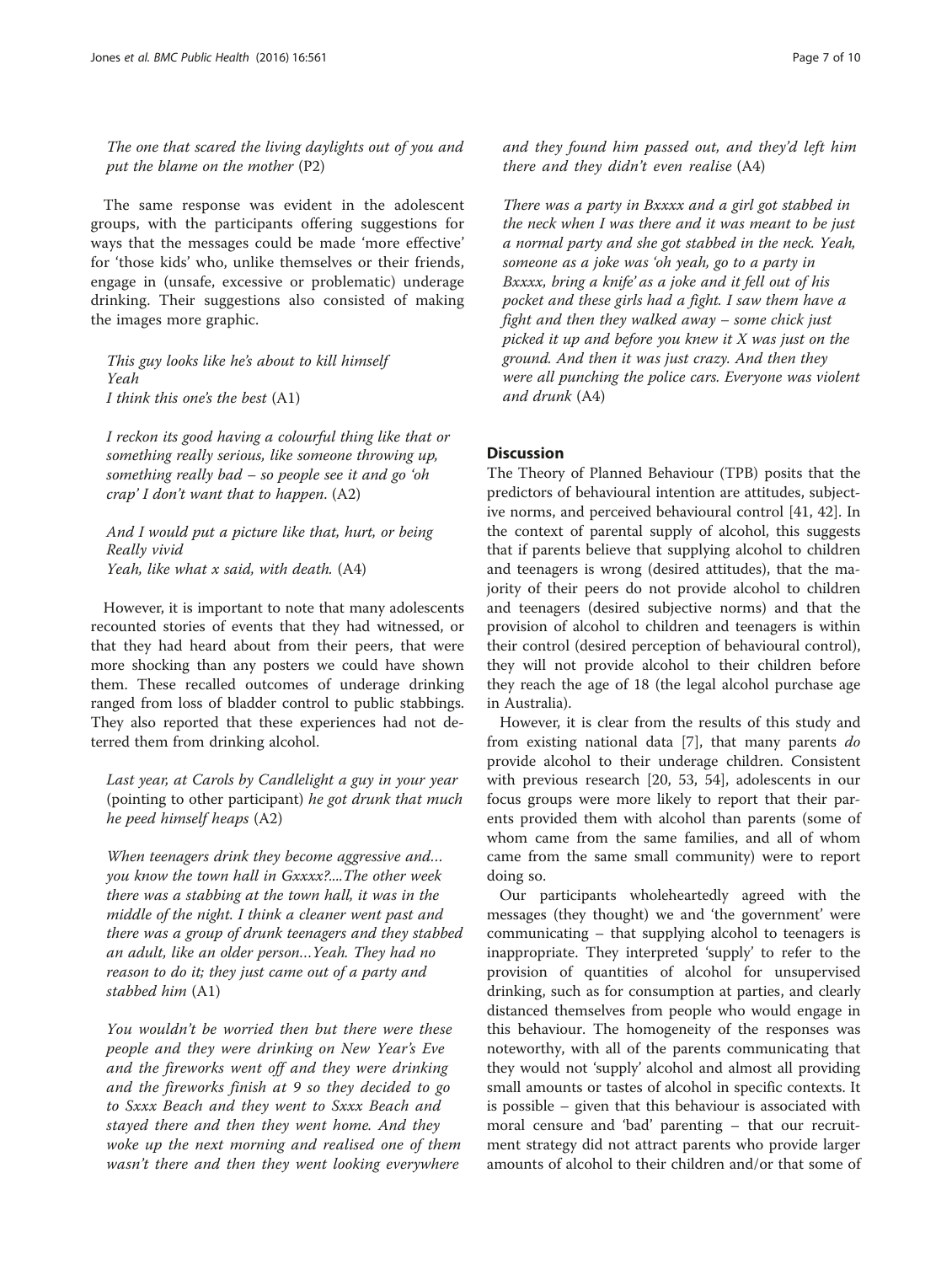*The one that scared the living daylights out of you and put the blame on the mother* (P2)

The same response was evident in the adolescent groups, with the participants offering suggestions for ways that the messages could be made 'more effective' for 'those kids' who, unlike themselves or their friends, engage in (unsafe, excessive or problematic) underage drinking. Their suggestions also consisted of making the images more graphic.

*This guy looks like he's about to kill himself*
*Yeah*
*I think this one's the best* (A1)

*I reckon its good having a colourful thing like that or something really serious, like someone throwing up, something really bad – so people see it and go 'oh crap' I don't want that to happen*. (A2)

*And I would put a picture like that, hurt, or being*
*Really vivid*
*Yeah, like what x said, with death.* (A4)

However, it is important to note that many adolescents recounted stories of events that they had witnessed, or that they had heard about from their peers, that were more shocking than any posters we could have shown them. These recalled outcomes of underage drinking ranged from loss of bladder control to public stabbings. They also reported that these experiences had not deterred them from drinking alcohol.

*Last year, at Carols by Candlelight a guy in your year* (pointing to other participant) *he got drunk that much he peed himself heaps* (A2)

*When teenagers drink they become aggressive and… you know the town hall in Gxxxx?....The other week there was a stabbing at the town hall, it was in the middle of the night. I think a cleaner went past and there was a group of drunk teenagers and they stabbed an adult, like an older person…Yeah. They had no reason to do it; they just came out of a party and stabbed him* (A1)

*You wouldn't be worried then but there were these people and they were drinking on New Year's Eve and the fireworks went off and they were drinking and the fireworks finish at 9 so they decided to go to Sxxx Beach and they went to Sxxx Beach and stayed there and then they went home. And they woke up the next morning and realised one of them wasn't there and then they went looking everywhere and they found him passed out, and they'd left him there and they didn't even realise* (A4)

*There was a party in Bxxxx and a girl got stabbed in the neck when I was there and it was meant to be just a normal party and she got stabbed in the neck. Yeah, someone as a joke was 'oh yeah, go to a party in Bxxxx, bring a knife' as a joke and it fell out of his pocket and these girls had a fight. I saw them have a fight and then they walked away – some chick just picked it up and before you knew it X was just on the ground. And then it was just crazy. And then they were all punching the police cars. Everyone was violent and drunk* (A4)

## Discussion

The Theory of Planned Behaviour (TPB) posits that the predictors of behavioural intention are attitudes, subjective norms, and perceived behavioural control [41, 42]. In the context of parental supply of alcohol, this suggests that if parents believe that supplying alcohol to children and teenagers is wrong (desired attitudes), that the majority of their peers do not provide alcohol to children and teenagers (desired subjective norms) and that the provision of alcohol to children and teenagers is within their control (desired perception of behavioural control), they will not provide alcohol to their children before they reach the age of 18 (the legal alcohol purchase age in Australia).

However, it is clear from the results of this study and from existing national data [7], that many parents *do* provide alcohol to their underage children. Consistent with previous research [20, 53, 54], adolescents in our focus groups were more likely to report that their parents provided them with alcohol than parents (some of whom came from the same families, and all of whom came from the same small community) were to report doing so.

Our participants wholeheartedly agreed with the messages (they thought) we and 'the government' were communicating – that supplying alcohol to teenagers is inappropriate. They interpreted 'supply' to refer to the provision of quantities of alcohol for unsupervised drinking, such as for consumption at parties, and clearly distanced themselves from people who would engage in this behaviour. The homogeneity of the responses was noteworthy, with all of the parents communicating that they would not 'supply' alcohol and almost all providing small amounts or tastes of alcohol in specific contexts. It is possible – given that this behaviour is associated with moral censure and 'bad' parenting – that our recruitment strategy did not attract parents who provide larger amounts of alcohol to their children and/or that some of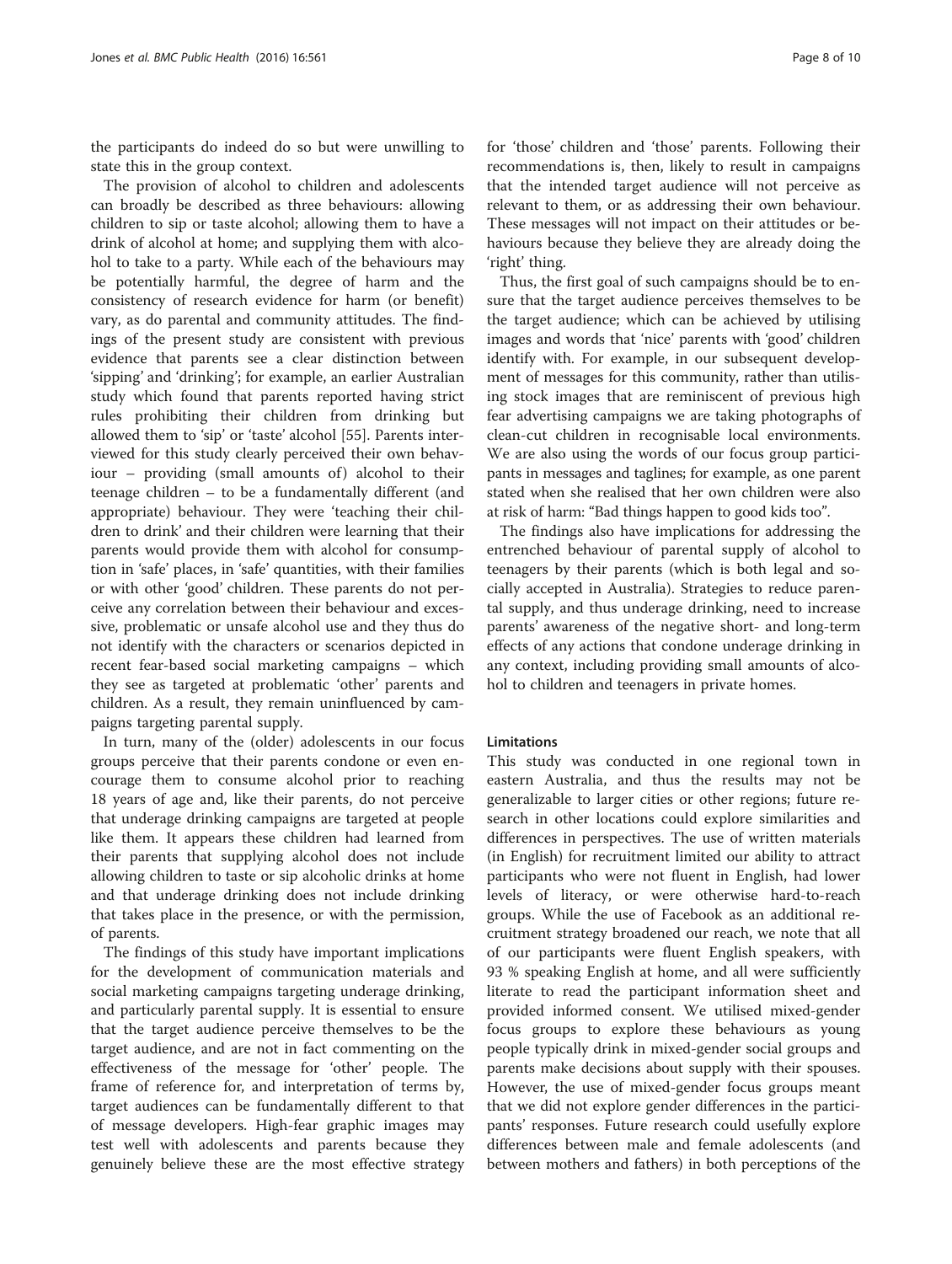the participants do indeed do so but were unwilling to state this in the group context.

The provision of alcohol to children and adolescents can broadly be described as three behaviours: allowing children to sip or taste alcohol; allowing them to have a drink of alcohol at home; and supplying them with alcohol to take to a party. While each of the behaviours may be potentially harmful, the degree of harm and the consistency of research evidence for harm (or benefit) vary, as do parental and community attitudes. The findings of the present study are consistent with previous evidence that parents see a clear distinction between 'sipping' and 'drinking'; for example, an earlier Australian study which found that parents reported having strict rules prohibiting their children from drinking but allowed them to 'sip' or 'taste' alcohol [55]. Parents interviewed for this study clearly perceived their own behaviour – providing (small amounts of) alcohol to their teenage children – to be a fundamentally different (and appropriate) behaviour. They were 'teaching their children to drink' and their children were learning that their parents would provide them with alcohol for consumption in 'safe' places, in 'safe' quantities, with their families or with other 'good' children. These parents do not perceive any correlation between their behaviour and excessive, problematic or unsafe alcohol use and they thus do not identify with the characters or scenarios depicted in recent fear-based social marketing campaigns – which they see as targeted at problematic 'other' parents and children. As a result, they remain uninfluenced by campaigns targeting parental supply.

In turn, many of the (older) adolescents in our focus groups perceive that their parents condone or even encourage them to consume alcohol prior to reaching 18 years of age and, like their parents, do not perceive that underage drinking campaigns are targeted at people like them. It appears these children had learned from their parents that supplying alcohol does not include allowing children to taste or sip alcoholic drinks at home and that underage drinking does not include drinking that takes place in the presence, or with the permission, of parents.

The findings of this study have important implications for the development of communication materials and social marketing campaigns targeting underage drinking, and particularly parental supply. It is essential to ensure that the target audience perceive themselves to be the target audience, and are not in fact commenting on the effectiveness of the message for 'other' people. The frame of reference for, and interpretation of terms by, target audiences can be fundamentally different to that of message developers. High-fear graphic images may test well with adolescents and parents because they genuinely believe these are the most effective strategy for 'those' children and 'those' parents. Following their recommendations is, then, likely to result in campaigns that the intended target audience will not perceive as relevant to them, or as addressing their own behaviour. These messages will not impact on their attitudes or behaviours because they believe they are already doing the 'right' thing.

Thus, the first goal of such campaigns should be to ensure that the target audience perceives themselves to be the target audience; which can be achieved by utilising images and words that 'nice' parents with 'good' children identify with. For example, in our subsequent development of messages for this community, rather than utilising stock images that are reminiscent of previous high fear advertising campaigns we are taking photographs of clean-cut children in recognisable local environments. We are also using the words of our focus group participants in messages and taglines; for example, as one parent stated when she realised that her own children were also at risk of harm: "Bad things happen to good kids too".

The findings also have implications for addressing the entrenched behaviour of parental supply of alcohol to teenagers by their parents (which is both legal and socially accepted in Australia). Strategies to reduce parental supply, and thus underage drinking, need to increase parents' awareness of the negative short- and long-term effects of any actions that condone underage drinking in any context, including providing small amounts of alcohol to children and teenagers in private homes.

## Limitations

This study was conducted in one regional town in eastern Australia, and thus the results may not be generalizable to larger cities or other regions; future research in other locations could explore similarities and differences in perspectives. The use of written materials (in English) for recruitment limited our ability to attract participants who were not fluent in English, had lower levels of literacy, or were otherwise hard-to-reach groups. While the use of Facebook as an additional recruitment strategy broadened our reach, we note that all of our participants were fluent English speakers, with 93 % speaking English at home, and all were sufficiently literate to read the participant information sheet and provided informed consent. We utilised mixed-gender focus groups to explore these behaviours as young people typically drink in mixed-gender social groups and parents make decisions about supply with their spouses. However, the use of mixed-gender focus groups meant that we did not explore gender differences in the participants' responses. Future research could usefully explore differences between male and female adolescents (and between mothers and fathers) in both perceptions of the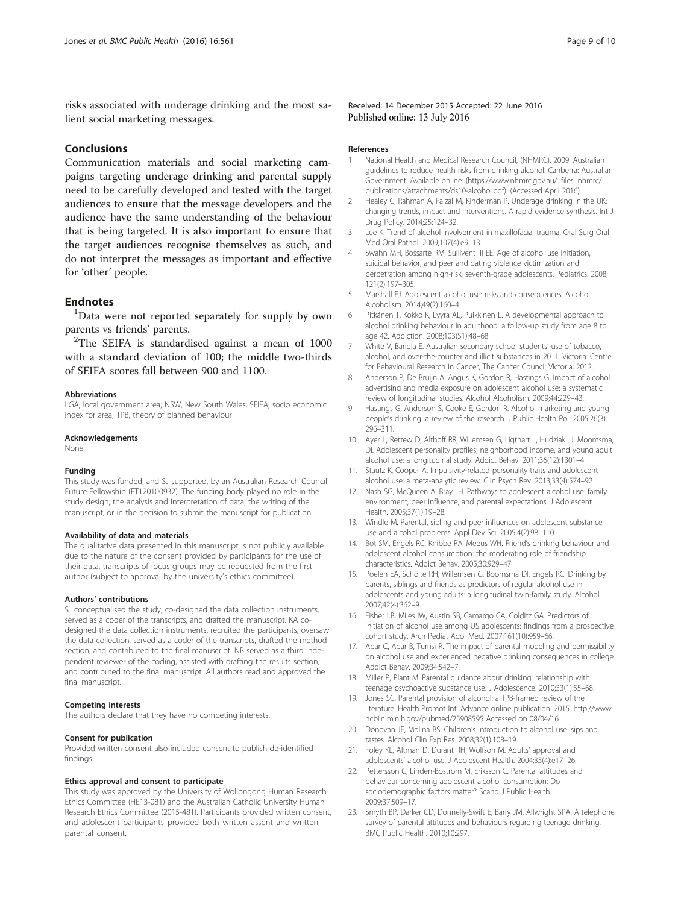risks associated with underage drinking and the most salient social marketing messages.

## Conclusions

Communication materials and social marketing campaigns targeting underage drinking and parental supply need to be carefully developed and tested with the target audiences to ensure that the message developers and the audience have the same understanding of the behaviour that is being targeted. It is also important to ensure that the target audiences recognise themselves as such, and do not interpret the messages as important and effective for 'other' people.

## Endnotes

[1]Data were not reported separately for supply by own parents vs friends' parents.

[2]The SEIFA is standardised against a mean of 1000 with a standard deviation of 100; the middle two-thirds of SEIFA scores fall between 900 and 1100.

#### Abbreviations

LGA, local government area; NSW, New South Wales; SEIFA, socio economic index for area; TPB, theory of planned behaviour

#### Acknowledgements

None.

#### Funding

This study was funded, and SJ supported, by an Australian Research Council Future Fellowship (FT120100932). The funding body played no role in the study design; the analysis and interpretation of data; the writing of the manuscript; or in the decision to submit the manuscript for publication.

#### Availability of data and materials

The qualitative data presented in this manuscript is not publicly available due to the nature of the consent provided by participants for the use of their data, transcripts of focus groups may be requested from the first author (subject to approval by the university's ethics committee).

#### Authors' contributions

SJ conceptualised the study, co-designed the data collection instruments, served as a coder of the transcripts, and drafted the manuscript. KA co-designed the data collection instruments, recruited the participants, oversaw the data collection, served as a coder of the transcripts, drafted the method section, and contributed to the final manuscript. NB served as a third independent reviewer of the coding, assisted with drafting the results section, and contributed to the final manuscript. All authors read and approved the final manuscript.

#### Competing interests

The authors declare that they have no competing interests.

#### Consent for publication

Provided written consent also included consent to publish de-identified findings.

#### Ethics approval and consent to participate

This study was approved by the University of Wollongong Human Research Ethics Committee (HE13-081) and the Australian Catholic University Human Research Ethics Committee (2015-48T). Participants provided written consent, and adolescent participants provided both written assent and written parental consent.

Received: 14 December 2015 Accepted: 22 June 2016
Published online: 13 July 2016

#### References

1. National Health and Medical Research Council, (NHMRC), 2009. Australian guidelines to reduce health risks from drinking alcohol. Canberra: Australian Government. Available online: (https://www.nhmrc.gov.au/_files_nhmrc/publications/attachments/ds10-alcohol.pdf). (Accessed April 2016).
2. Healey C, Rahman A, Faizal M, Kinderman P. Underage drinking in the UK: changing trends, impact and interventions. A rapid evidence synthesis. Int J Drug Policy. 2014;25:124–32.
3. Lee K. Trend of alcohol involvement in maxillofacial trauma. Oral Surg Oral Med Oral Pathol. 2009;107(4):e9–13.
4. Swahn MH, Bossarte RM, Sullivent III EE. Age of alcohol use initiation, suicidal behavior, and peer and dating violence victimization and perpetration among high-risk, seventh-grade adolescents. Pediatrics. 2008; 121(2):197–305.
5. Marshall EJ. Adolescent alcohol use: risks and consequences. Alcohol Alcoholism. 2014;49(2):160–4.
6. Pitkänen T, Kokko K, Lyyra AL, Pulkkinen L. A developmental approach to alcohol drinking behaviour in adulthood: a follow-up study from age 8 to age 42. Addiction. 2008;103(S1):48–68.
7. White V, Bariola E. Australian secondary school students' use of tobacco, alcohol, and over-the-counter and illicit substances in 2011. Victoria: Centre for Behavioural Research in Cancer, The Cancer Council Victoria; 2012.
8. Anderson P, De Bruijn A, Angus K, Gordon R, Hastings G. Impact of alcohol advertising and media exposure on adolescent alcohol use: a systematic review of longitudinal studies. Alcohol Alcoholism. 2009;44:229–43.
9. Hastings G, Anderson S, Cooke E, Gordon R. Alcohol marketing and young people's drinking: a review of the research. J Public Health Pol. 2005;26(3): 296–311.
10. Ayer L, Rettew D, Althoff RR, Willemsen G, Ligthart L, Hudziak JJ, Moomsma, DI. Adolescent personality profiles, neighborhood income, and young adult alcohol use: a longitudinal study. Addict Behav. 2011;36(12):1301–4.
11. Stautz K, Cooper A. Impulsivity-related personality traits and adolescent alcohol use: a meta-analytic review. Clin Psych Rev. 2013;33(4):574–92.
12. Nash SG, McQueen A, Bray JH. Pathways to adolescent alcohol use: family environment, peer influence, and parental expectations. J Adolescent Health. 2005;37(1):19–28.
13. Windle M. Parental, sibling and peer influences on adolescent substance use and alcohol problems. Appl Dev Sci. 2005;4(2):98–110.
14. Bot SM, Engels RC, Knibbe RA, Meeus WH. Friend's drinking behaviour and adolescent alcohol consumption: the moderating role of friendship characteristics. Addict Behav. 2005;30:929–47.
15. Poelen EA, Scholte RH, Willemsen G, Boomsma DI, Engels RC. Drinking by parents, siblings and friends as predictors of regular alcohol use in adolescents and young adults: a longitudinal twin-family study. Alcohol. 2007;42(4):362–9.
16. Fisher LB, Miles IW, Austin SB, Camargo CA, Colditz GA. Predictors of initiation of alcohol use among US adolescents: findings from a prospective cohort study. Arch Pediat Adol Med. 2007;161(10):959–66.
17. Abar C, Abar B, Turrisi R. The impact of parental modeling and permissibility on alcohol use and experienced negative drinking consequences in college. Addict Behav. 2009;34:542–7.
18. Miller P, Plant M. Parental guidance about drinking: relationship with teenage psychoactive substance use. J Adolescence. 2010;33(1):55–68.
19. Jones SC. Parental provision of alcohol: a TPB-framed review of the literature. Health Promot Int. Advance online publication. 2015. http://www.ncbi.nlm.nih.gov/pubmed/25908595 Accessed on 08/04/16
20. Donovan JE, Molina BS. Children's introduction to alcohol use: sips and tastes. Alcohol Clin Exp Res. 2008;32(1):108–19.
21. Foley KL, Altman D, Durant RH, Wolfson M. Adults' approval and adolescents' alcohol use. J Adolescent Health. 2004;35(4):e17–26.
22. Pettersson C, Linden-Bostrom M, Eriksson C. Parental attitudes and behaviour concerning adolescent alcohol consumption: Do sociodemographic factors matter? Scand J Public Health. 2009;37:509–17.
23. Smyth BP, Darker CD, Donnelly-Swift E, Barry JM, Allwright SPA. A telephone survey of parental attitudes and behaviours regarding teenage drinking. BMC Public Health. 2010;10:297.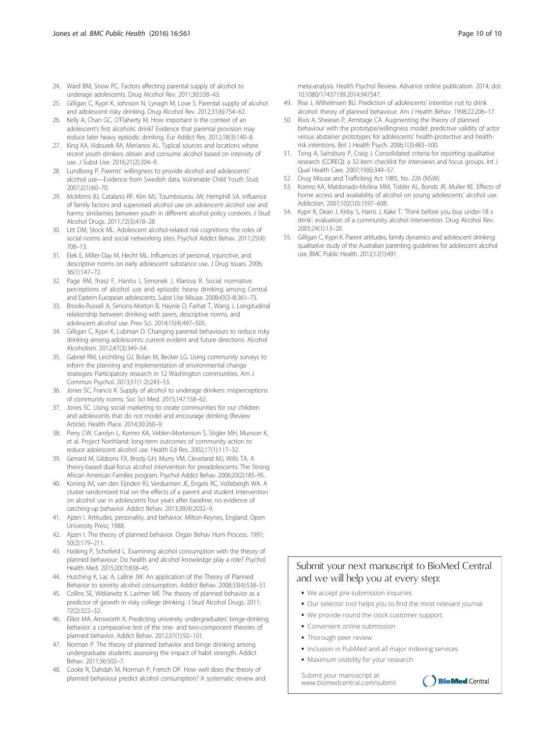24. Ward BM, Snow PC. Factors affecting parental supply of alcohol to underage adolescents. Drug Alcohol Rev. 2011;30:338–43.
25. Gilligan C, Kypri K, Johnson N, Lynagh M, Love S. Parental supply of alcohol and adolescent risky drinking. Drug Alcohol Rev. 2012;31(6):754–62.
26. Kelly A, Chan GC, O'Flaherty M. How important is the context of an adolescent's first alcoholic drink? Evidence that parental provision may reduce later heavy episodic drinking. Eur Addict Res. 2012;18(3):140–8.
27. King KA, Vidourek RA, Merianos AL. Typical sources and locations where recent youth drinkers obtain and consume alcohol based on intensity of use. J Subst Use. 2016;21(2):204–9.
28. Lundborg P. Parents' willingness to provide alcohol and adolescents' alcohol use—Evidence from Swedish data. Vulnerable Child Youth Stud. 2007;2(1):60–70.
29. McMorris BJ, Catalano RF, Kim MJ, Toumbourou JW, Hemphill SA. Influence of family factors and supervised alcohol use on adolescent alcohol use and harms: similarities between youth in different alcohol policy contexts. J Stud Alcohol Drugs. 2011;72(3):418–28.
30. Litt DM, Stock ML. Adolescent alcohol-related risk cognitions: the roles of social norms and social networking sites. Psychol Addict Behav. 2011;25(4): 708–13.
31. Elek E, Miller-Day M, Hecht ML. Influences of personal, injunctive, and descriptive norms on early adolescent substance use. J Drug Issues. 2006; 36(1):147–72.
32. Page RM, Ihasz F, Hantiu I, Simonek J, Klarova R. Social normative perceptions of alcohol use and episodic heavy drinking among Central and Eastern European adolescents. Subst Use Misuse. 2008;43(3-4):361–73.
33. Brooks-Russell A, Simons-Morton B, Haynie D, Farhat T, Wang J. Longitudinal relationship between drinking with peers, descriptive norms, and adolescent alcohol use. Prev Sci. 2014;15(4):497–505.
34. Gilligan C, Kypri K, Lubman D. Changing parental behaviours to reduce risky drinking among adolescents: current evident and future directions. Alcohol Alcoholism. 2012;47(3):349–54.
35. Gabriel RM, Leichtling GJ, Bolan M, Becker LG. Using community surveys to inform the planning and implementation of environmental change strategies: Participatory research in 12 Washington communities. Am J Commun Psychol. 2013;51(1-2):243–53.
36. Jones SC, Francis K. Supply of alcohol to underage drinkers: misperceptions of community norms. Soc Sci Med. 2015;147:158–62.
37. Jones SC. Using social marketing to create communities for our children and adolescents that do not model and encourage drinking (Review Article). Health Place. 2014;30:260–9.
38. Perry CW, Carolyn L, Komro KA, Veblen-Mortenson S, Stigler MH, Munson K, et al. Project Northland: long-term outcomes of community action to reduce adolescent alcohol use. Health Ed Res. 2002;17(1):117–32.
39. Gerrard M, Gibbons FX, Brody GH, Murry VM, Cleveland MJ, Wills TA. A theory-based dual-focus alcohol intervention for preadolescents: The Strong African American Families program. Psychol Addict Behav. 2006;20(2):185–95.
40. Koning IM, van den Eijnden RJ, Verdurmen JE, Engels RC, Vollebergh WA. A cluster randomized trial on the effects of a parent and student intervention on alcohol use in adolescents four years after baseline; no evidence of catching-up behavior. Addict Behav. 2013;38(4):2032–9.
41. Ajzen I. Attitudes, personality, and behavior. Milton-Keynes, England: Open University Press; 1988.
42. Ajzen I. The theory of planned behavior. Organ Behav Hum Process. 1991; 50(2):179–211.
43. Hasking P, Schofield L. Examining alcohol consumption with the theory of planned behaviour: Do health and alcohol knowledge play a role? Psychol Health Med. 2015;20(7):838–45.
44. Hutching K, Lac A, LaBrie JW. An application of the Theory of Planned Behavior to sorority alcohol consumption. Addict Behav. 2008;33(4):538–51.
45. Collins SE, Witkiewitz K. Larimer ME The theory of planned behavior as a predictor of growth in risky college drinking. J Stud Alcohol Drugs. 2011; 72(2):322–32.
46. Elliot MA, Ainsworth K. Predicting university undergraduates' binge-drinking behavior: a comparative test of the one- and two-component theories of planned behavior. Addict Behav. 2012;37(1):92–101.
47. Norman P. The theory of planned behavior and binge drinking among undergraduate students: assessing the impact of habit strength. Addict Behav. 2011;36:502–7.
48. Cooke R, Dahdah M, Norman P, French DP. How well does the theory of planned behaviour predict alcohol consumption? A systematic review and meta-analysis. Health Psychol Review. Advance online publication. 2014; doi: 10.1080/17437199.2014.947547.
49. Rise J, Wilhelmsen BU. Prediction of adolescents' intention not to drink alcohol: theory of planned behaviour. Am J Health Behav. 1998;22:206–17.
50. Rivis A, Sheeran P, Armitage CA. Augmenting the theory of planned behaviour with the prototype/willingness model: predictive validity of actor versus abstainer prototypes for adolescents' health-protective and health-risk intentions. Brit J Health Psych. 2006;1(3):483–500.
51. Tong A, Sainsbury P, Craig J. Consolidated criteria for reporting qualitative research (COREQ): a 32-item checklist for interviews and focus groups. Int J Qual Health Care. 2007;19(6):349–57.
52. Drug Misuse and Trafficking Act 1985, No. 226 (NSW).
53. Komro KA, Maldonado-Molina MM, Tobler AL, Bonds JR, Muller KE. Effects of home access and availability of alcohol on young adolescents' alcohol use. Addiction. 2007;102(10):1597–608.
54. Kypri K, Dean J, Kirby S, Harris J, Kake T. 'Think before you buy under-18 s drink': evaluation of a community alcohol intervention. Drug Alcohol Rev. 2005;24(1):13–20.
55. Gilligan C, Kypri K. Parent attitudes, family dynamics and adolescent drinking: qualitative study of the Australian parenting guidelines for adolescent alcohol use. BMC Public Health. 2012;12(1):491.

Submit your next manuscript to BioMed Central and we will help you at every step:

- We accept pre-submission inquiries
- Our selector tool helps you to find the most relevant journal
- We provide round the clock customer support
- Convenient online submission
- Thorough peer review
- Inclusion in PubMed and all major indexing services
- Maximum visibility for your research

Submit your manuscript at www.biomedcentral.com/submit

BioMed Central